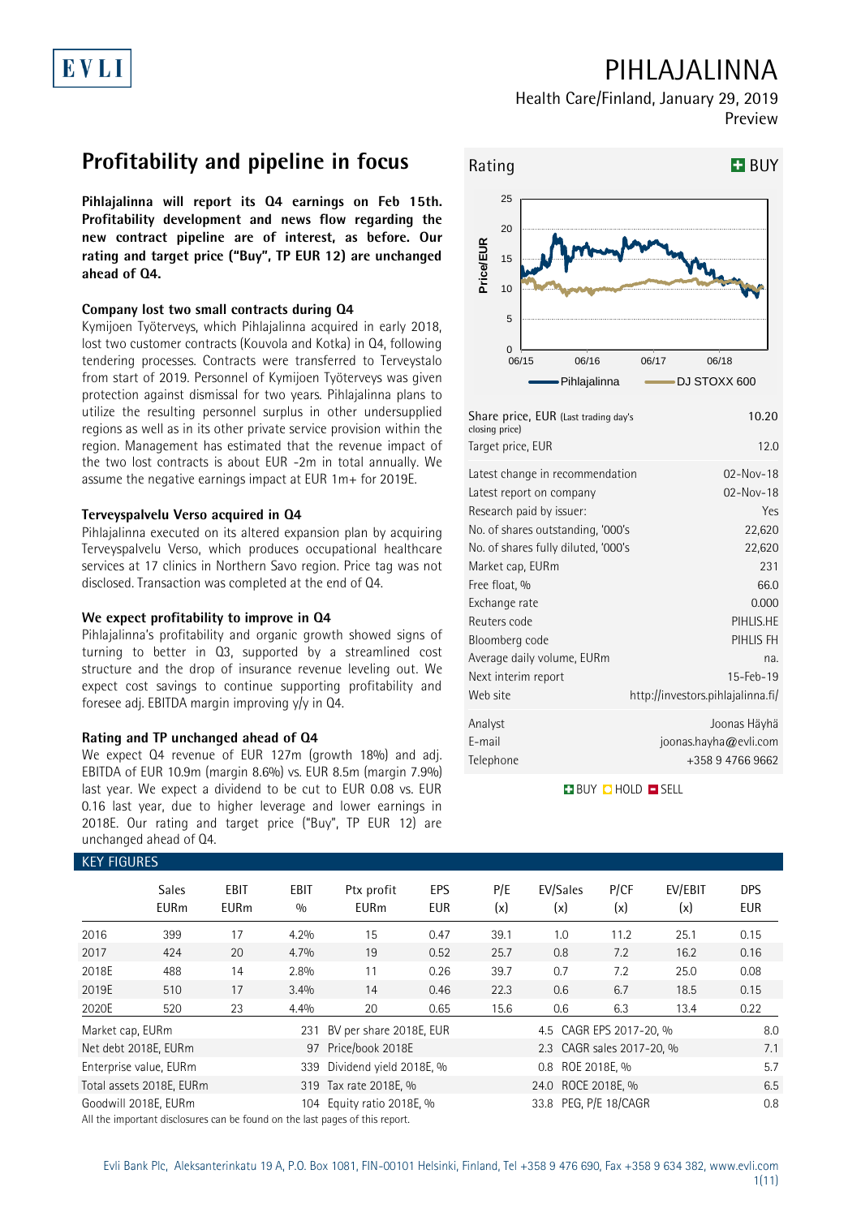# PIHLAJALINNA

Health Care/Finland, January 29, 2019

Preview

## Profitability and pipeline in focus

**Pihlajalinna will report its Q4 earnings on Feb 15th. Profitability development and news flow regarding the new contract pipeline are of interest, as before. Our rating and target price ("Buy", TP EUR 12) are unchanged ahead of Q4.**

### Company lost two small contracts during Q4

Kymijoen Työterveys, which Pihlajalinna acquired in early 2018, lost two customer contracts (Kouvola and Kotka) in Q4, following tendering processes. Contracts were transferred to Terveystalo from start of 2019. Personnel of Kymijoen Työterveys was given protection against dismissal for two years. Pihlajalinna plans to utilize the resulting personnel surplus in other undersupplied regions as well as in its other private service provision within the region. Management has estimated that the revenue impact of the two lost contracts is about EUR -2m in total annually. We assume the negative earnings impact at EUR 1m+ for 2019E.

### Terveyspalvelu Verso acquired in Q4

Pihlajalinna executed on its altered expansion plan by acquiring Terveyspalvelu Verso, which produces occupational healthcare services at 17 clinics in Northern Savo region. Price tag was not disclosed. Transaction was completed at the end of Q4.

### We expect profitability to improve in Q4

Pihlajalinna's profitability and organic growth showed signs of turning to better in Q3, supported by a streamlined cost structure and the drop of insurance revenue leveling out. We expect cost savings to continue supporting profitability and foresee adj. EBITDA margin improving y/y in Q4.

### Rating and TP unchanged ahead of Q4

We expect Q4 revenue of EUR 127m (growth 18%) and adj. EBITDA of EUR 10.9m (margin 8.6%) vs. EUR 8.5m (margin 7.9%) last year. We expect a dividend to be cut to EUR 0.08 vs. EUR 0.16 last year, due to higher leverage and lower earnings in 2018E. Our rating and target price ("Buy", TP EUR 12) are unchanged ahead of Q4.

**Rating: BUY**

| | |
|---|---|
| Share price, EUR (Last trading day's closing price) | 10.20 |
| Target price, EUR | 12.0 |
| Latest change in recommendation | 02-Nov-18 |
| Latest report on company | 02-Nov-18 |
| Research paid by issuer: | Yes |
| No. of shares outstanding, '000's | 22,620 |
| No. of shares fully diluted, '000's | 22,620 |
| Market cap, EURm | 231 |
| Free float, % | 66.0 |
| Exchange rate | 0.000 |
| Reuters code | PIHLIS.HE |
| Bloomberg code | PIHLIS FH |
| Average daily volume, EURm | na. |
| Next interim report | 15-Feb-19 |
| Web site | http://investors.pihlajalinna.fi/ |
| Analyst | Joonas Häyhä |
| E-mail | joonas.hayha@evli.com |
| Telephone | +358 9 4766 9662 |

BUY / HOLD / SELL

### KEY FIGURES

| | Sales EURm | EBIT EURm | EBIT % | Ptx profit EURm | EPS EUR | P/E (x) | EV/Sales (x) | P/CF (x) | EV/EBIT (x) | DPS EUR |
|---|---|---|---|---|---|---|---|---|---|---|
| 2016 | 399 | 17 | 4.2% | 15 | 0.47 | 39.1 | 1.0 | 11.2 | 25.1 | 0.15 |
| 2017 | 424 | 20 | 4.7% | 19 | 0.52 | 25.7 | 0.8 | 7.2 | 16.2 | 0.16 |
| 2018E | 488 | 14 | 2.8% | 11 | 0.26 | 39.7 | 0.7 | 7.2 | 25.0 | 0.08 |
| 2019E | 510 | 17 | 3.4% | 14 | 0.46 | 22.3 | 0.6 | 6.7 | 18.5 | 0.15 |
| 2020E | 520 | 23 | 4.4% | 20 | 0.65 | 15.6 | 0.6 | 6.3 | 13.4 | 0.22 |

| | | | | | |
|---|---|---|---|---|---|
| Market cap, EURm | 231 | BV per share 2018E, EUR | 4.5 | CAGR EPS 2017-20, % | 8.0 |
| Net debt 2018E, EURm | 97 | Price/book 2018E | 2.3 | CAGR sales 2017-20, % | 7.1 |
| Enterprise value, EURm | 339 | Dividend yield 2018E, % | 0.8 | ROE 2018E, % | 5.7 |
| Total assets 2018E, EURm | 319 | Tax rate 2018E, % | 24.0 | ROCE 2018E, % | 6.5 |
| Goodwill 2018E, EURm | 104 | Equity ratio 2018E, % | 33.8 | PEG, P/E 18/CAGR | 0.8 |

All the important disclosures can be found on the last pages of this report.

Evli Bank Plc, Aleksanterinkatu 19 A, P.O. Box 1081, FIN-00101 Helsinki, Finland, Tel +358 9 476 690, Fax +358 9 634 382, www.evli.com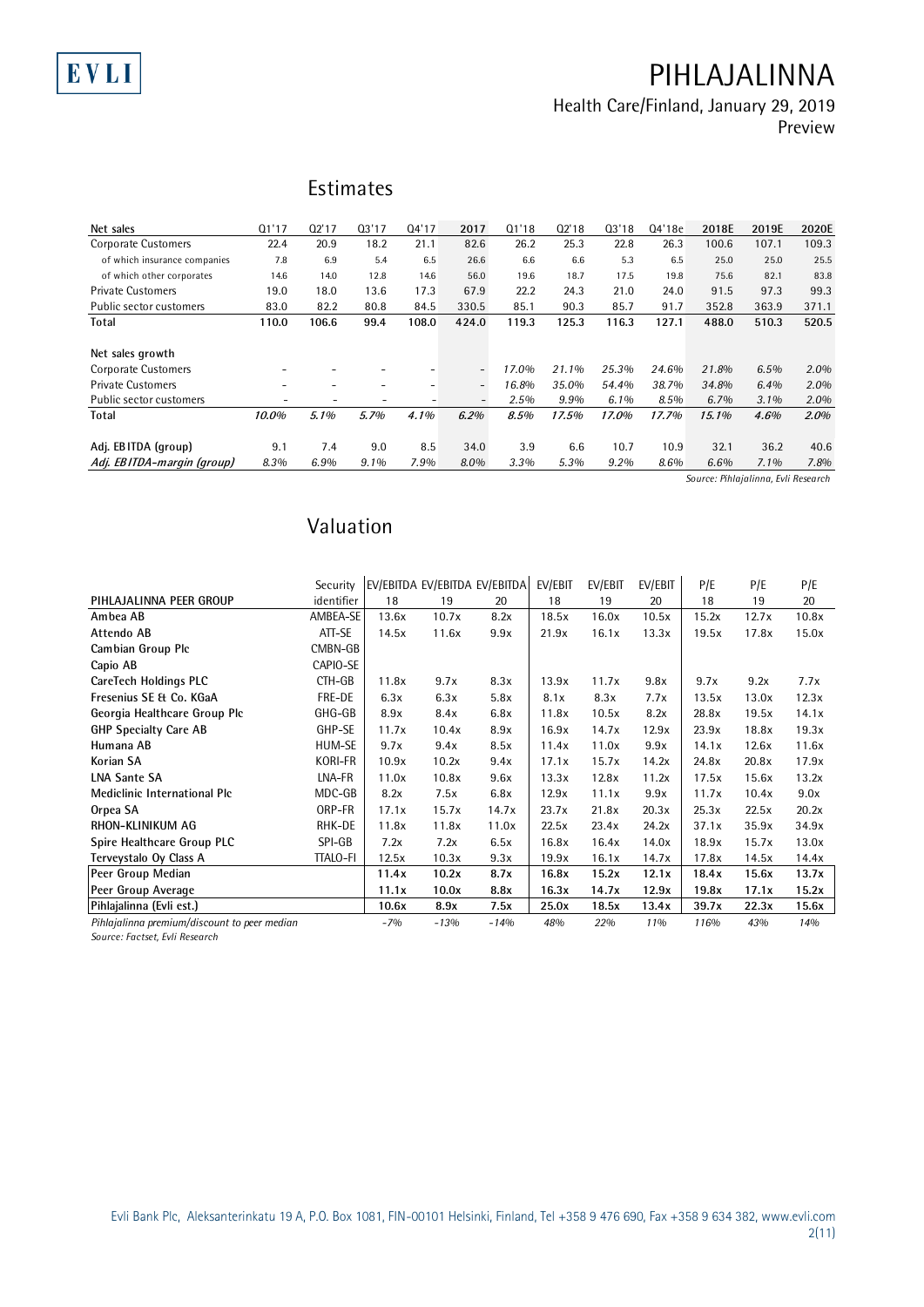## Estimates

| Net sales | Q1'17 | Q2'17 | Q3'17 | Q4'17 | 2017 | Q1'18 | Q2'18 | Q3'18 | Q4'18e | 2018E | 2019E | 2020E |
|---|---|---|---|---|---|---|---|---|---|---|---|---|
| Corporate Customers | 22.4 | 20.9 | 18.2 | 21.1 | 82.6 | 26.2 | 25.3 | 22.8 | 26.3 | 100.6 | 107.1 | 109.3 |
| of which insurance companies | 7.8 | 6.9 | 5.4 | 6.5 | 26.6 | 6.6 | 6.6 | 5.3 | 6.5 | 25.0 | 25.0 | 25.5 |
| of which other corporates | 14.6 | 14.0 | 12.8 | 14.6 | 56.0 | 19.6 | 18.7 | 17.5 | 19.8 | 75.6 | 82.1 | 83.8 |
| Private Customers | 19.0 | 18.0 | 13.6 | 17.3 | 67.9 | 22.2 | 24.3 | 21.0 | 24.0 | 91.5 | 97.3 | 99.3 |
| Public sector customers | 83.0 | 82.2 | 80.8 | 84.5 | 330.5 | 85.1 | 90.3 | 85.7 | 91.7 | 352.8 | 363.9 | 371.1 |
| **Total** | **110.0** | **106.6** | **99.4** | **108.0** | **424.0** | **119.3** | **125.3** | **116.3** | **127.1** | **488.0** | **510.3** | **520.5** |
| | | | | | | | | | | | | |
| Net sales growth | | | | | | | | | | | | |
| Corporate Customers | - | - | - | - | - | *17.0%* | *21.1%* | *25.3%* | *24.6%* | *21.8%* | *6.5%* | *2.0%* |
| Private Customers | - | - | - | - | - | *16.8%* | *35.0%* | *54.4%* | *38.7%* | *34.8%* | *6.4%* | *2.0%* |
| Public sector customers | - | - | - | - | - | *2.5%* | *9.9%* | *6.1%* | *8.5%* | *6.7%* | *3.1%* | *2.0%* |
| **Total** | *10.0%* | *5.1%* | *5.7%* | *4.1%* | *6.2%* | *8.5%* | *17.5%* | *17.0%* | *17.7%* | *15.1%* | *4.6%* | *2.0%* |
| | | | | | | | | | | | | |
| Adj. EBITDA (group) | 9.1 | 7.4 | 9.0 | 8.5 | 34.0 | 3.9 | 6.6 | 10.7 | 10.9 | 32.1 | 36.2 | 40.6 |
| *Adj. EBITDA-margin (group)* | *8.3%* | *6.9%* | *9.1%* | *7.9%* | *8.0%* | *3.3%* | *5.3%* | *9.2%* | *8.6%* | *6.6%* | *7.1%* | *7.8%* |

*Source: Pihlajalinna, Evli Research*

## Valuation

| PIHLAJALINNA PEER GROUP | Security identifier | EV/EBITDA 18 | EV/EBITDA 19 | EV/EBITDA 20 | EV/EBIT 18 | EV/EBIT 19 | EV/EBIT 20 | P/E 18 | P/E 19 | P/E 20 |
|---|---|---|---|---|---|---|---|---|---|---|
| Ambea AB | AMBEA-SE | 13.6x | 10.7x | 8.2x | 18.5x | 16.0x | 10.5x | 15.2x | 12.7x | 10.8x |
| Attendo AB | ATT-SE | 14.5x | 11.6x | 9.9x | 21.9x | 16.1x | 13.3x | 19.5x | 17.8x | 15.0x |
| Cambian Group Plc | CMBN-GB | | | | | | | | | |
| Capio AB | CAPIO-SE | | | | | | | | | |
| CareTech Holdings PLC | CTH-GB | 11.8x | 9.7x | 8.3x | 13.9x | 11.7x | 9.8x | 9.7x | 9.2x | 7.7x |
| Fresenius SE & Co. KGaA | FRE-DE | 6.3x | 6.3x | 5.8x | 8.1x | 8.3x | 7.7x | 13.5x | 13.0x | 12.3x |
| Georgia Healthcare Group Plc | GHG-GB | 8.9x | 8.4x | 6.8x | 11.8x | 10.5x | 8.2x | 28.8x | 19.5x | 14.1x |
| GHP Specialty Care AB | GHP-SE | 11.7x | 10.4x | 8.9x | 16.9x | 14.7x | 12.9x | 23.9x | 18.8x | 19.3x |
| Humana AB | HUM-SE | 9.7x | 9.4x | 8.5x | 11.4x | 11.0x | 9.9x | 14.1x | 12.6x | 11.6x |
| Korian SA | KORI-FR | 10.9x | 10.2x | 9.4x | 17.1x | 15.7x | 14.2x | 24.8x | 20.8x | 17.9x |
| LNA Sante SA | LNA-FR | 11.0x | 10.8x | 9.6x | 13.3x | 12.8x | 11.2x | 17.5x | 15.6x | 13.2x |
| Mediclinic International Plc | MDC-GB | 8.2x | 7.5x | 6.8x | 12.9x | 11.1x | 9.9x | 11.7x | 10.4x | 9.0x |
| Orpea SA | ORP-FR | 17.1x | 15.7x | 14.7x | 23.7x | 21.8x | 20.3x | 25.3x | 22.5x | 20.2x |
| RHON-KLINIKUM AG | RHK-DE | 11.8x | 11.8x | 11.0x | 22.5x | 23.4x | 24.2x | 37.1x | 35.9x | 34.9x |
| Spire Healthcare Group PLC | SPI-GB | 7.2x | 7.2x | 6.5x | 16.8x | 16.4x | 14.0x | 18.9x | 15.7x | 13.0x |
| Terveystalo Oy Class A | TTALO-FI | 12.5x | 10.3x | 9.3x | 19.9x | 16.1x | 14.7x | 17.8x | 14.5x | 14.4x |
| Peer Group Median | | **11.4x** | **10.2x** | **8.7x** | **16.8x** | **15.2x** | **12.1x** | **18.4x** | **15.6x** | **13.7x** |
| Peer Group Average | | **11.1x** | **10.0x** | **8.8x** | **16.3x** | **14.7x** | **12.9x** | **19.8x** | **17.1x** | **15.2x** |
| Pihlajalinna (Evli est.) | | **10.6x** | **8.9x** | **7.5x** | **25.0x** | **18.5x** | **13.4x** | **39.7x** | **22.3x** | **15.6x** |
| *Pihlajalinna premium/discount to peer median* | | *-7%* | *-13%* | *-14%* | *48%* | *22%* | *11%* | *116%* | *43%* | *14%* |

*Source: Factset, Evli Research*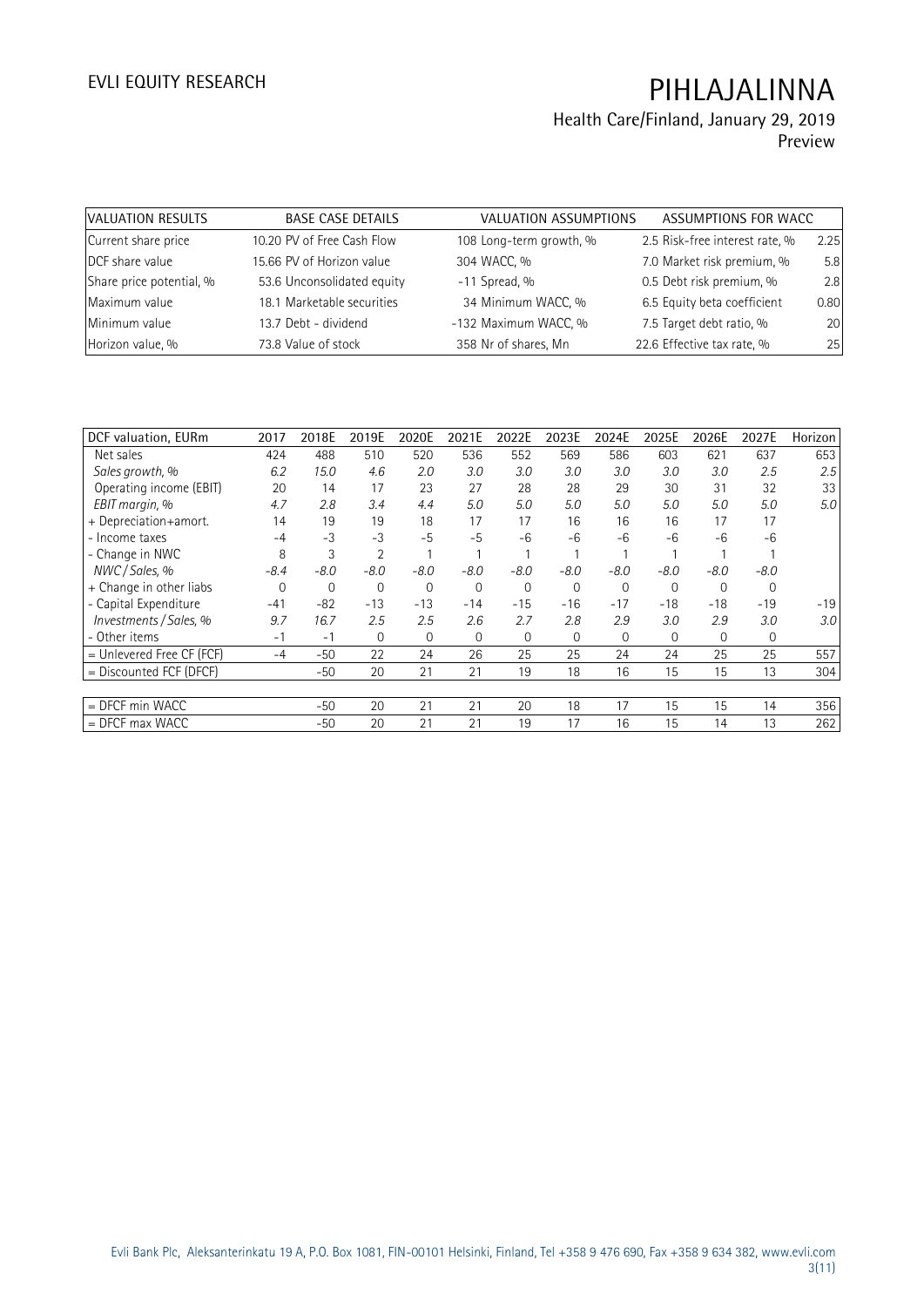| VALUATION RESULTS | BASE CASE DETAILS | | VALUATION ASSUMPTIONS | | ASSUMPTIONS FOR WACC | |
|---|---|---|---|---|---|---|
| Current share price | 10.20 | PV of Free Cash Flow | 108 | Long-term growth, % | 2.5 | Risk-free interest rate, % | 2.25 |
| DCF share value | 15.66 | PV of Horizon value | 304 | WACC, % | 7.0 | Market risk premium, % | 5.8 |
| Share price potential, % | 53.6 | Unconsolidated equity | -11 | Spread, % | 0.5 | Debt risk premium, % | 2.8 |
| Maximum value | 18.1 | Marketable securities | 34 | Minimum WACC, % | 6.5 | Equity beta coefficient | 0.80 |
| Minimum value | 13.7 | Debt - dividend | -132 | Maximum WACC, % | 7.5 | Target debt ratio, % | 20 |
| Horizon value, % | 73.8 | Value of stock | 358 | Nr of shares, Mn | 22.6 | Effective tax rate, % | 25 |

| DCF valuation, EURm | 2017 | 2018E | 2019E | 2020E | 2021E | 2022E | 2023E | 2024E | 2025E | 2026E | 2027E | Horizon |
|---|---|---|---|---|---|---|---|---|---|---|---|---|
| Net sales | 424 | 488 | 510 | 520 | 536 | 552 | 569 | 586 | 603 | 621 | 637 | 653 |
| *Sales growth, %* | *6.2* | *15.0* | *4.6* | *2.0* | *3.0* | *3.0* | *3.0* | *3.0* | *3.0* | *3.0* | *2.5* | *2.5* |
| Operating income (EBIT) | 20 | 14 | 17 | 23 | 27 | 28 | 28 | 29 | 30 | 31 | 32 | 33 |
| *EBIT margin, %* | *4.7* | *2.8* | *3.4* | *4.4* | *5.0* | *5.0* | *5.0* | *5.0* | *5.0* | *5.0* | *5.0* | *5.0* |
| + Depreciation+amort. | 14 | 19 | 19 | 18 | 17 | 17 | 16 | 16 | 16 | 17 | 17 | |
| - Income taxes | -4 | -3 | -3 | -5 | -5 | -6 | -6 | -6 | -6 | -6 | -6 | |
| - Change in NWC | 8 | 3 | 2 | 1 | 1 | 1 | 1 | 1 | 1 | 1 | 1 | |
| *NWC / Sales, %* | *-8.4* | *-8.0* | *-8.0* | *-8.0* | *-8.0* | *-8.0* | *-8.0* | *-8.0* | *-8.0* | *-8.0* | *-8.0* | |
| + Change in other liabs | 0 | 0 | 0 | 0 | 0 | 0 | 0 | 0 | 0 | 0 | 0 | |
| - Capital Expenditure | -41 | -82 | -13 | -13 | -14 | -15 | -16 | -17 | -18 | -18 | -19 | -19 |
| *Investments / Sales, %* | *9.7* | *16.7* | *2.5* | *2.5* | *2.6* | *2.7* | *2.8* | *2.9* | *3.0* | *2.9* | *3.0* | *3.0* |
| - Other items | -1 | -1 | 0 | 0 | 0 | 0 | 0 | 0 | 0 | 0 | 0 | |
| = Unlevered Free CF (FCF) | -4 | -50 | 22 | 24 | 26 | 25 | 25 | 24 | 24 | 25 | 25 | 557 |
| = Discounted FCF (DFCF) | | -50 | 20 | 21 | 21 | 19 | 18 | 16 | 15 | 15 | 13 | 304 |
| | | | | | | | | | | | | |
| = DFCF min WACC | | -50 | 20 | 21 | 21 | 20 | 18 | 17 | 15 | 15 | 14 | 356 |
| = DFCF max WACC | | -50 | 20 | 21 | 21 | 19 | 17 | 16 | 15 | 14 | 13 | 262 |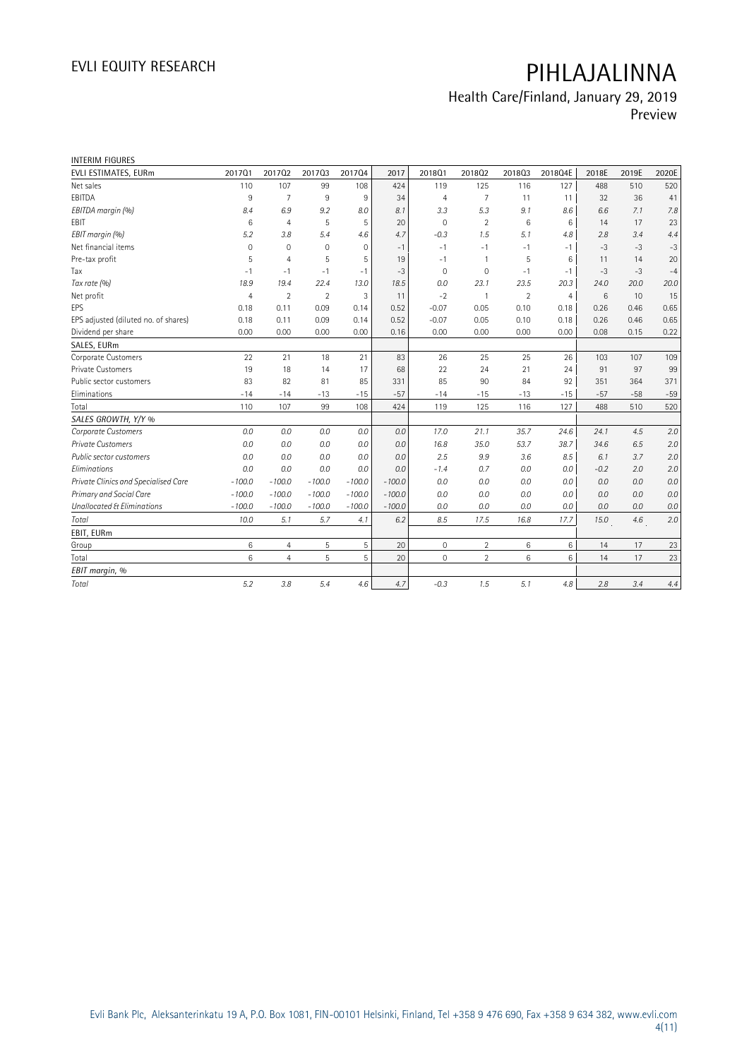# PIHLAJALINNA

## Health Care/Finland, January 29, 2019

Preview

INTERIM FIGURES

| EVLI ESTIMATES, EURm | 2017Q1 | 2017Q2 | 2017Q3 | 2017Q4 | 2017 | 2018Q1 | 2018Q2 | 2018Q3 | 2018Q4E | 2018E | 2019E | 2020E |
|---|---|---|---|---|---|---|---|---|---|---|---|---|
| Net sales | 110 | 107 | 99 | 108 | 424 | 119 | 125 | 116 | 127 | 488 | 510 | 520 |
| EBITDA | 9 | 7 | 9 | 9 | 34 | 4 | 7 | 11 | 11 | 32 | 36 | 41 |
| *EBITDA margin (%)* | *8.4* | *6.9* | *9.2* | *8.0* | *8.1* | *3.3* | *5.3* | *9.1* | *8.6* | *6.6* | *7.1* | *7.8* |
| EBIT | 6 | 4 | 5 | 5 | 20 | 0 | 2 | 6 | 6 | 14 | 17 | 23 |
| *EBIT margin (%)* | *5.2* | *3.8* | *5.4* | *4.6* | *4.7* | *-0.3* | *1.5* | *5.1* | *4.8* | *2.8* | *3.4* | *4.4* |
| Net financial items | 0 | 0 | 0 | 0 | -1 | -1 | -1 | -1 | -1 | -3 | -3 | -3 |
| Pre-tax profit | 5 | 4 | 5 | 5 | 19 | -1 | 1 | 5 | 6 | 11 | 14 | 20 |
| Tax | -1 | -1 | -1 | -1 | -3 | 0 | 0 | -1 | -1 | -3 | -3 | -4 |
| *Tax rate (%)* | *18.9* | *19.4* | *22.4* | *13.0* | *18.5* | *0.0* | *23.1* | *23.5* | *20.3* | *24.0* | *20.0* | *20.0* |
| Net profit | 4 | 2 | 2 | 3 | 11 | -2 | 1 | 2 | 4 | 6 | 10 | 15 |
| EPS | 0.18 | 0.11 | 0.09 | 0.14 | 0.52 | -0.07 | 0.05 | 0.10 | 0.18 | 0.26 | 0.46 | 0.65 |
| EPS adjusted (diluted no. of shares) | 0.18 | 0.11 | 0.09 | 0.14 | 0.52 | -0.07 | 0.05 | 0.10 | 0.18 | 0.26 | 0.46 | 0.65 |
| Dividend per share | 0.00 | 0.00 | 0.00 | 0.00 | 0.16 | 0.00 | 0.00 | 0.00 | 0.00 | 0.08 | 0.15 | 0.22 |
| SALES, EURm | | | | | | | | | | | | |
| Corporate Customers | 22 | 21 | 18 | 21 | 83 | 26 | 25 | 25 | 26 | 103 | 107 | 109 |
| Private Customers | 19 | 18 | 14 | 17 | 68 | 22 | 24 | 21 | 24 | 91 | 97 | 99 |
| Public sector customers | 83 | 82 | 81 | 85 | 331 | 85 | 90 | 84 | 92 | 351 | 364 | 371 |
| Eliminations | -14 | -14 | -13 | -15 | -57 | -14 | -15 | -13 | -15 | -57 | -58 | -59 |
| Total | 110 | 107 | 99 | 108 | 424 | 119 | 125 | 116 | 127 | 488 | 510 | 520 |
| *SALES GROWTH, Y/Y %* | | | | | | | | | | | | |
| *Corporate Customers* | *0.0* | *0.0* | *0.0* | *0.0* | *0.0* | *17.0* | *21.1* | *35.7* | *24.6* | *24.1* | *4.5* | *2.0* |
| *Private Customers* | *0.0* | *0.0* | *0.0* | *0.0* | *0.0* | *16.8* | *35.0* | *53.7* | *38.7* | *34.6* | *6.5* | *2.0* |
| *Public sector customers* | *0.0* | *0.0* | *0.0* | *0.0* | *0.0* | *2.5* | *9.9* | *3.6* | *8.5* | *6.1* | *3.7* | *2.0* |
| *Eliminations* | *0.0* | *0.0* | *0.0* | *0.0* | *0.0* | *-1.4* | *0.7* | *0.0* | *0.0* | *-0.2* | *2.0* | *2.0* |
| *Private Clinics and Specialised Care* | *-100.0* | *-100.0* | *-100.0* | *-100.0* | *-100.0* | *0.0* | *0.0* | *0.0* | *0.0* | *0.0* | *0.0* | *0.0* |
| *Primary and Social Care* | *-100.0* | *-100.0* | *-100.0* | *-100.0* | *-100.0* | *0.0* | *0.0* | *0.0* | *0.0* | *0.0* | *0.0* | *0.0* |
| *Unallocated & Eliminations* | *-100.0* | *-100.0* | *-100.0* | *-100.0* | *-100.0* | *0.0* | *0.0* | *0.0* | *0.0* | *0.0* | *0.0* | *0.0* |
| *Total* | *10.0* | *5.1* | *5.7* | *4.1* | *6.2* | *8.5* | *17.5* | *16.8* | *17.7* | *15.0* | *4.6* | *2.0* |
| EBIT, EURm | | | | | | | | | | | | |
| Group | 6 | 4 | 5 | 5 | 20 | 0 | 2 | 6 | 6 | 14 | 17 | 23 |
| Total | 6 | 4 | 5 | 5 | 20 | 0 | 2 | 6 | 6 | 14 | 17 | 23 |
| *EBIT margin, %* | | | | | | | | | | | | |
| *Total* | *5.2* | *3.8* | *5.4* | *4.6* | *4.7* | *-0.3* | *1.5* | *5.1* | *4.8* | *2.8* | *3.4* | *4.4* |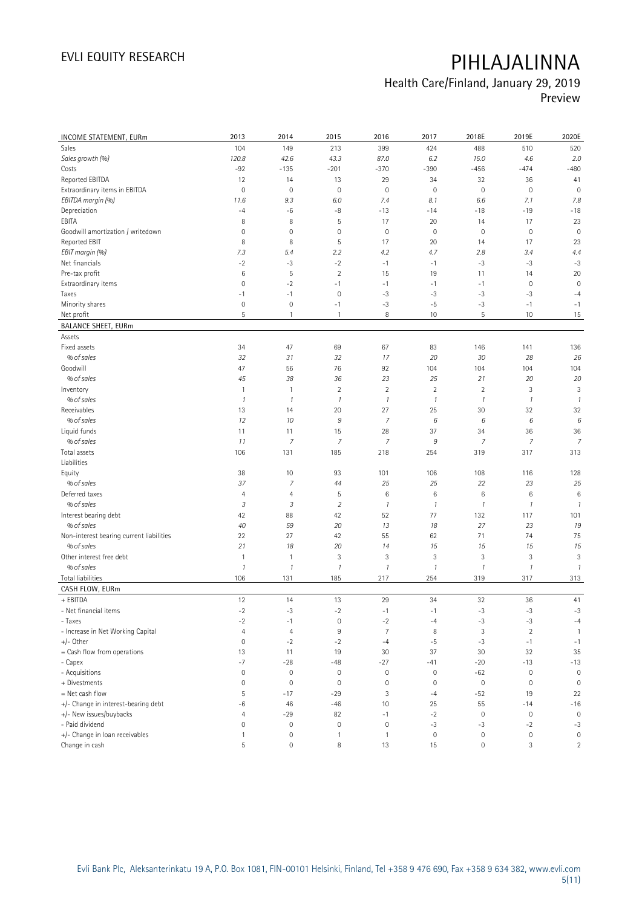# PIHLAJALINNA

## Health Care/Finland, January 29, 2019

Preview

| INCOME STATEMENT, EURm | 2013 | 2014 | 2015 | 2016 | 2017 | 2018E | 2019E | 2020E |
|---|---|---|---|---|---|---|---|---|
| Sales | 104 | 149 | 213 | 399 | 424 | 488 | 510 | 520 |
| *Sales growth (%)* | *120.8* | *42.6* | *43.3* | *87.0* | *6.2* | *15.0* | *4.6* | *2.0* |
| Costs | -92 | -135 | -201 | -370 | -390 | -456 | -474 | -480 |
| Reported EBITDA | 12 | 14 | 13 | 29 | 34 | 32 | 36 | 41 |
| Extraordinary items in EBITDA | 0 | 0 | 0 | 0 | 0 | 0 | 0 | 0 |
| *EBITDA margin (%)* | *11.6* | *9.3* | *6.0* | *7.4* | *8.1* | *6.6* | *7.1* | *7.8* |
| Depreciation | -4 | -6 | -8 | -13 | -14 | -18 | -19 | -18 |
| EBITA | 8 | 8 | 5 | 17 | 20 | 14 | 17 | 23 |
| Goodwill amortization / writedown | 0 | 0 | 0 | 0 | 0 | 0 | 0 | 0 |
| Reported EBIT | 8 | 8 | 5 | 17 | 20 | 14 | 17 | 23 |
| *EBIT margin (%)* | *7.3* | *5.4* | *2.2* | *4.2* | *4.7* | *2.8* | *3.4* | *4.4* |
| Net financials | -2 | -3 | -2 | -1 | -1 | -3 | -3 | -3 |
| Pre-tax profit | 6 | 5 | 2 | 15 | 19 | 11 | 14 | 20 |
| Extraordinary items | 0 | -2 | -1 | -1 | -1 | -1 | 0 | 0 |
| Taxes | -1 | -1 | 0 | -3 | -3 | -3 | -3 | -4 |
| Minority shares | 0 | 0 | -1 | -3 | -5 | -3 | -1 | -1 |
| Net profit | 5 | 1 | 1 | 8 | 10 | 5 | 10 | 15 |
| **BALANCE SHEET, EURm** | | | | | | | | |
| Assets | | | | | | | | |
| Fixed assets | 34 | 47 | 69 | 67 | 83 | 146 | 141 | 136 |
| *% of sales* | *32* | *31* | *32* | *17* | *20* | *30* | *28* | *26* |
| Goodwill | 47 | 56 | 76 | 92 | 104 | 104 | 104 | 104 |
| *% of sales* | *45* | *38* | *36* | *23* | *25* | *21* | *20* | *20* |
| Inventory | 1 | 1 | 2 | 2 | 2 | 2 | 3 | 3 |
| *% of sales* | *1* | *1* | *1* | *1* | *1* | *1* | *1* | *1* |
| Receivables | 13 | 14 | 20 | 27 | 25 | 30 | 32 | 32 |
| *% of sales* | *12* | *10* | *9* | *7* | *6* | *6* | *6* | *6* |
| Liquid funds | 11 | 11 | 15 | 28 | 37 | 34 | 36 | 36 |
| *% of sales* | *11* | *7* | *7* | *7* | *9* | *7* | *7* | *7* |
| Total assets | 106 | 131 | 185 | 218 | 254 | 319 | 317 | 313 |
| Liabilities | | | | | | | | |
| Equity | 38 | 10 | 93 | 101 | 106 | 108 | 116 | 128 |
| *% of sales* | *37* | *7* | *44* | *25* | *25* | *22* | *23* | *25* |
| Deferred taxes | 4 | 4 | 5 | 6 | 6 | 6 | 6 | 6 |
| *% of sales* | *3* | *3* | *2* | *1* | *1* | *1* | *1* | *1* |
| Interest bearing debt | 42 | 88 | 42 | 52 | 77 | 132 | 117 | 101 |
| *% of sales* | *40* | *59* | *20* | *13* | *18* | *27* | *23* | *19* |
| Non-interest bearing current liabilities | 22 | 27 | 42 | 55 | 62 | 71 | 74 | 75 |
| *% of sales* | *21* | *18* | *20* | *14* | *15* | *15* | *15* | *15* |
| Other interest free debt | 1 | 1 | 3 | 3 | 3 | 3 | 3 | 3 |
| *% of sales* | *1* | *1* | *1* | *1* | *1* | *1* | *1* | *1* |
| Total liabilities | 106 | 131 | 185 | 217 | 254 | 319 | 317 | 313 |
| **CASH FLOW, EURm** | | | | | | | | |
| + EBITDA | 12 | 14 | 13 | 29 | 34 | 32 | 36 | 41 |
| - Net financial items | -2 | -3 | -2 | -1 | -1 | -3 | -3 | -3 |
| - Taxes | -2 | -1 | 0 | -2 | -4 | -3 | -3 | -4 |
| - Increase in Net Working Capital | 4 | 4 | 9 | 7 | 8 | 3 | 2 | 1 |
| +/- Other | 0 | -2 | -2 | -4 | -5 | -3 | -1 | -1 |
| = Cash flow from operations | 13 | 11 | 19 | 30 | 37 | 30 | 32 | 35 |
| - Capex | -7 | -28 | -48 | -27 | -41 | -20 | -13 | -13 |
| - Acquisitions | 0 | 0 | 0 | 0 | 0 | -62 | 0 | 0 |
| + Divestments | 0 | 0 | 0 | 0 | 0 | 0 | 0 | 0 |
| = Net cash flow | 5 | -17 | -29 | 3 | -4 | -52 | 19 | 22 |
| +/- Change in interest-bearing debt | -6 | 46 | -46 | 10 | 25 | 55 | -14 | -16 |
| +/- New issues/buybacks | 4 | -29 | 82 | -1 | -2 | 0 | 0 | 0 |
| - Paid dividend | 0 | 0 | 0 | 0 | -3 | -3 | -2 | -3 |
| +/- Change in loan receivables | 1 | 0 | 1 | 1 | 0 | 0 | 0 | 0 |
| Change in cash | 5 | 0 | 8 | 13 | 15 | 0 | 3 | 2 |

Evli Bank Plc, Aleksanterinkatu 19 A, P.O. Box 1081, FIN-00101 Helsinki, Finland, Tel +358 9 476 690, Fax +358 9 634 382, www.evli.com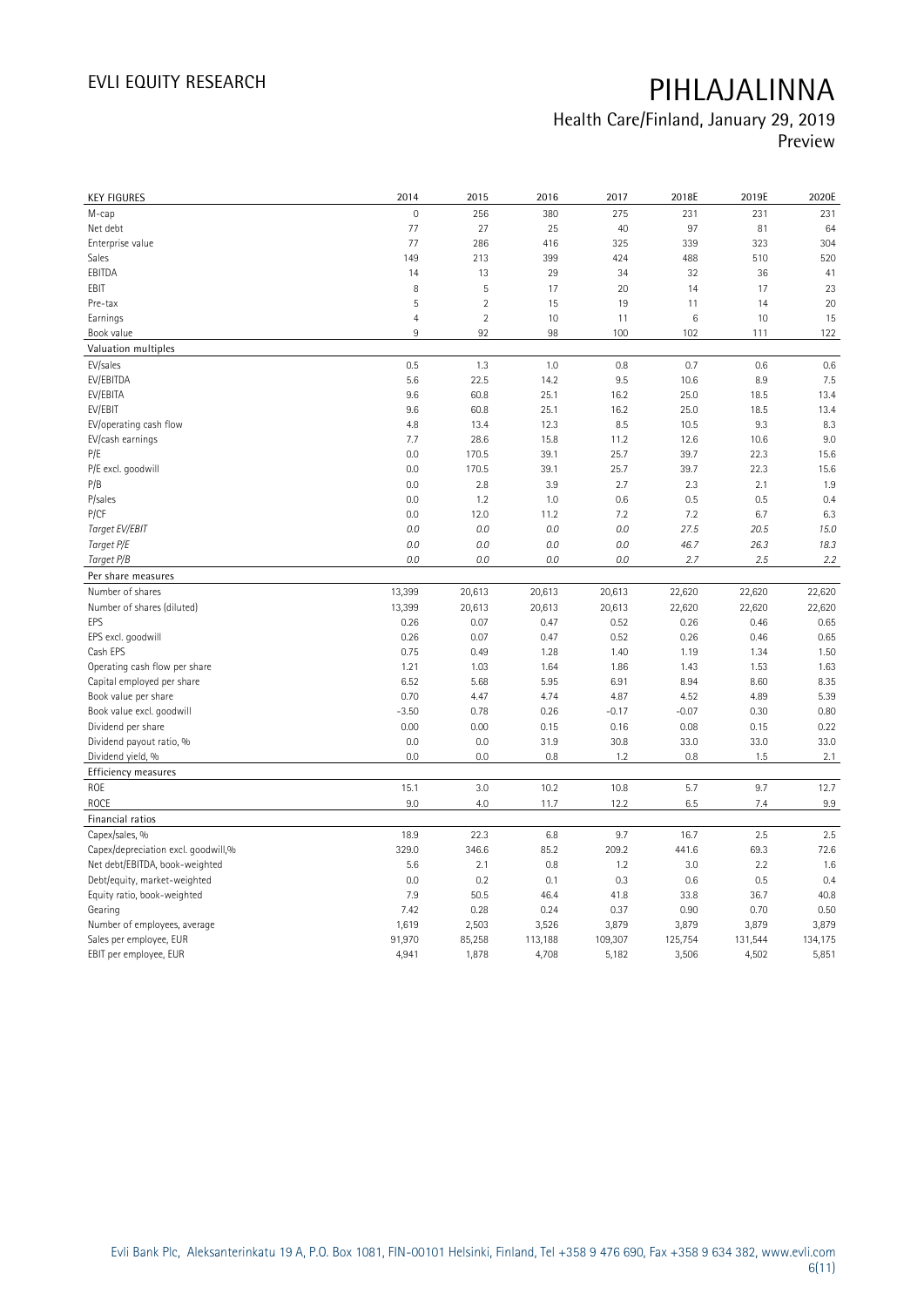| KEY FIGURES | 2014 | 2015 | 2016 | 2017 | 2018E | 2019E | 2020E |
|---|---|---|---|---|---|---|---|
| M-cap | 0 | 256 | 380 | 275 | 231 | 231 | 231 |
| Net debt | 77 | 27 | 25 | 40 | 97 | 81 | 64 |
| Enterprise value | 77 | 286 | 416 | 325 | 339 | 323 | 304 |
| Sales | 149 | 213 | 399 | 424 | 488 | 510 | 520 |
| EBITDA | 14 | 13 | 29 | 34 | 32 | 36 | 41 |
| EBIT | 8 | 5 | 17 | 20 | 14 | 17 | 23 |
| Pre-tax | 5 | 2 | 15 | 19 | 11 | 14 | 20 |
| Earnings | 4 | 2 | 10 | 11 | 6 | 10 | 15 |
| Book value | 9 | 92 | 98 | 100 | 102 | 111 | 122 |
| **Valuation multiples** | | | | | | | |
| EV/sales | 0.5 | 1.3 | 1.0 | 0.8 | 0.7 | 0.6 | 0.6 |
| EV/EBITDA | 5.6 | 22.5 | 14.2 | 9.5 | 10.6 | 8.9 | 7.5 |
| EV/EBITA | 9.6 | 60.8 | 25.1 | 16.2 | 25.0 | 18.5 | 13.4 |
| EV/EBIT | 9.6 | 60.8 | 25.1 | 16.2 | 25.0 | 18.5 | 13.4 |
| EV/operating cash flow | 4.8 | 13.4 | 12.3 | 8.5 | 10.5 | 9.3 | 8.3 |
| EV/cash earnings | 7.7 | 28.6 | 15.8 | 11.2 | 12.6 | 10.6 | 9.0 |
| P/E | 0.0 | 170.5 | 39.1 | 25.7 | 39.7 | 22.3 | 15.6 |
| P/E excl. goodwill | 0.0 | 170.5 | 39.1 | 25.7 | 39.7 | 22.3 | 15.6 |
| P/B | 0.0 | 2.8 | 3.9 | 2.7 | 2.3 | 2.1 | 1.9 |
| P/sales | 0.0 | 1.2 | 1.0 | 0.6 | 0.5 | 0.5 | 0.4 |
| P/CF | 0.0 | 12.0 | 11.2 | 7.2 | 7.2 | 6.7 | 6.3 |
| *Target EV/EBIT* | *0.0* | *0.0* | *0.0* | *0.0* | *27.5* | *20.5* | *15.0* |
| *Target P/E* | *0.0* | *0.0* | *0.0* | *0.0* | *46.7* | *26.3* | *18.3* |
| *Target P/B* | *0.0* | *0.0* | *0.0* | *0.0* | *2.7* | *2.5* | *2.2* |
| **Per share measures** | | | | | | | |
| Number of shares | 13,399 | 20,613 | 20,613 | 20,613 | 22,620 | 22,620 | 22,620 |
| Number of shares (diluted) | 13,399 | 20,613 | 20,613 | 20,613 | 22,620 | 22,620 | 22,620 |
| EPS | 0.26 | 0.07 | 0.47 | 0.52 | 0.26 | 0.46 | 0.65 |
| EPS excl. goodwill | 0.26 | 0.07 | 0.47 | 0.52 | 0.26 | 0.46 | 0.65 |
| Cash EPS | 0.75 | 0.49 | 1.28 | 1.40 | 1.19 | 1.34 | 1.50 |
| Operating cash flow per share | 1.21 | 1.03 | 1.64 | 1.86 | 1.43 | 1.53 | 1.63 |
| Capital employed per share | 6.52 | 5.68 | 5.95 | 6.91 | 8.94 | 8.60 | 8.35 |
| Book value per share | 0.70 | 4.47 | 4.74 | 4.87 | 4.52 | 4.89 | 5.39 |
| Book value excl. goodwill | -3.50 | 0.78 | 0.26 | -0.17 | -0.07 | 0.30 | 0.80 |
| Dividend per share | 0.00 | 0.00 | 0.15 | 0.16 | 0.08 | 0.15 | 0.22 |
| Dividend payout ratio, % | 0.0 | 0.0 | 31.9 | 30.8 | 33.0 | 33.0 | 33.0 |
| Dividend yield, % | 0.0 | 0.0 | 0.8 | 1.2 | 0.8 | 1.5 | 2.1 |
| **Efficiency measures** | | | | | | | |
| ROE | 15.1 | 3.0 | 10.2 | 10.8 | 5.7 | 9.7 | 12.7 |
| ROCE | 9.0 | 4.0 | 11.7 | 12.2 | 6.5 | 7.4 | 9.9 |
| **Financial ratios** | | | | | | | |
| Capex/sales, % | 18.9 | 22.3 | 6.8 | 9.7 | 16.7 | 2.5 | 2.5 |
| Capex/depreciation excl. goodwill,% | 329.0 | 346.6 | 85.2 | 209.2 | 441.6 | 69.3 | 72.6 |
| Net debt/EBITDA, book-weighted | 5.6 | 2.1 | 0.8 | 1.2 | 3.0 | 2.2 | 1.6 |
| Debt/equity, market-weighted | 0.0 | 0.2 | 0.1 | 0.3 | 0.6 | 0.5 | 0.4 |
| Equity ratio, book-weighted | 7.9 | 50.5 | 46.4 | 41.8 | 33.8 | 36.7 | 40.8 |
| Gearing | 7.42 | 0.28 | 0.24 | 0.37 | 0.90 | 0.70 | 0.50 |
| Number of employees, average | 1,619 | 2,503 | 3,526 | 3,879 | 3,879 | 3,879 | 3,879 |
| Sales per employee, EUR | 91,970 | 85,258 | 113,188 | 109,307 | 125,754 | 131,544 | 134,175 |
| EBIT per employee, EUR | 4,941 | 1,878 | 4,708 | 5,182 | 3,506 | 4,502 | 5,851 |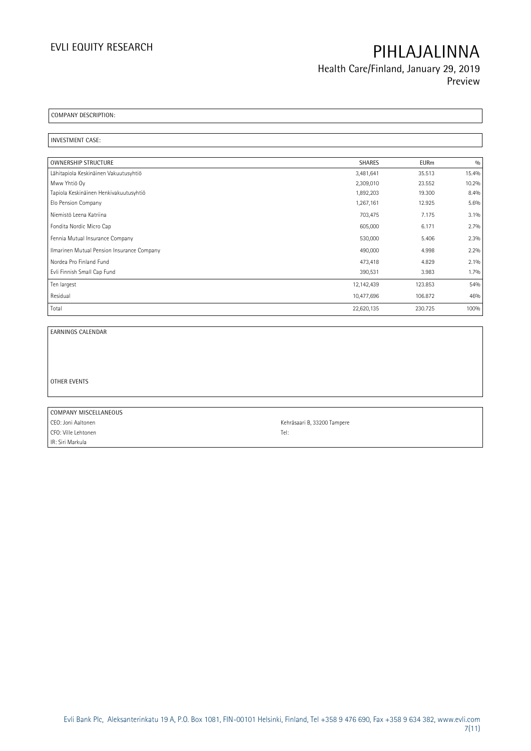COMPANY DESCRIPTION:

INVESTMENT CASE:

| OWNERSHIP STRUCTURE | SHARES | EURm | % |
|---|---|---|---|
| Lähitapiola Keskinäinen Vakuutusyhtiö | 3,481,641 | 35.513 | 15.4% |
| Mww Yhtiö Oy | 2,309,010 | 23.552 | 10.2% |
| Tapiola Keskinäinen Henkivakuutusyhtiö | 1,892,203 | 19.300 | 8.4% |
| Elo Pension Company | 1,267,161 | 12.925 | 5.6% |
| Niemistö Leena Katriina | 703,475 | 7.175 | 3.1% |
| Fondita Nordic Micro Cap | 605,000 | 6.171 | 2.7% |
| Fennia Mutual Insurance Company | 530,000 | 5.406 | 2.3% |
| Ilmarinen Mutual Pension Insurance Company | 490,000 | 4.998 | 2.2% |
| Nordea Pro Finland Fund | 473,418 | 4.829 | 2.1% |
| Evli Finnish Small Cap Fund | 390,531 | 3.983 | 1.7% |
| Ten largest | 12,142,439 | 123.853 | 54% |
| Residual | 10,477,696 | 106.872 | 46% |
| Total | 22,620,135 | 230.725 | 100% |

EARNINGS CALENDAR

OTHER EVENTS

| COMPANY MISCELLANEOUS | |
|---|---|
| CEO: Joni Aaltonen | Kehräsaari B, 33200 Tampere |
| CFO: Ville Lehtonen | Tel: |
| IR: Siri Markula | |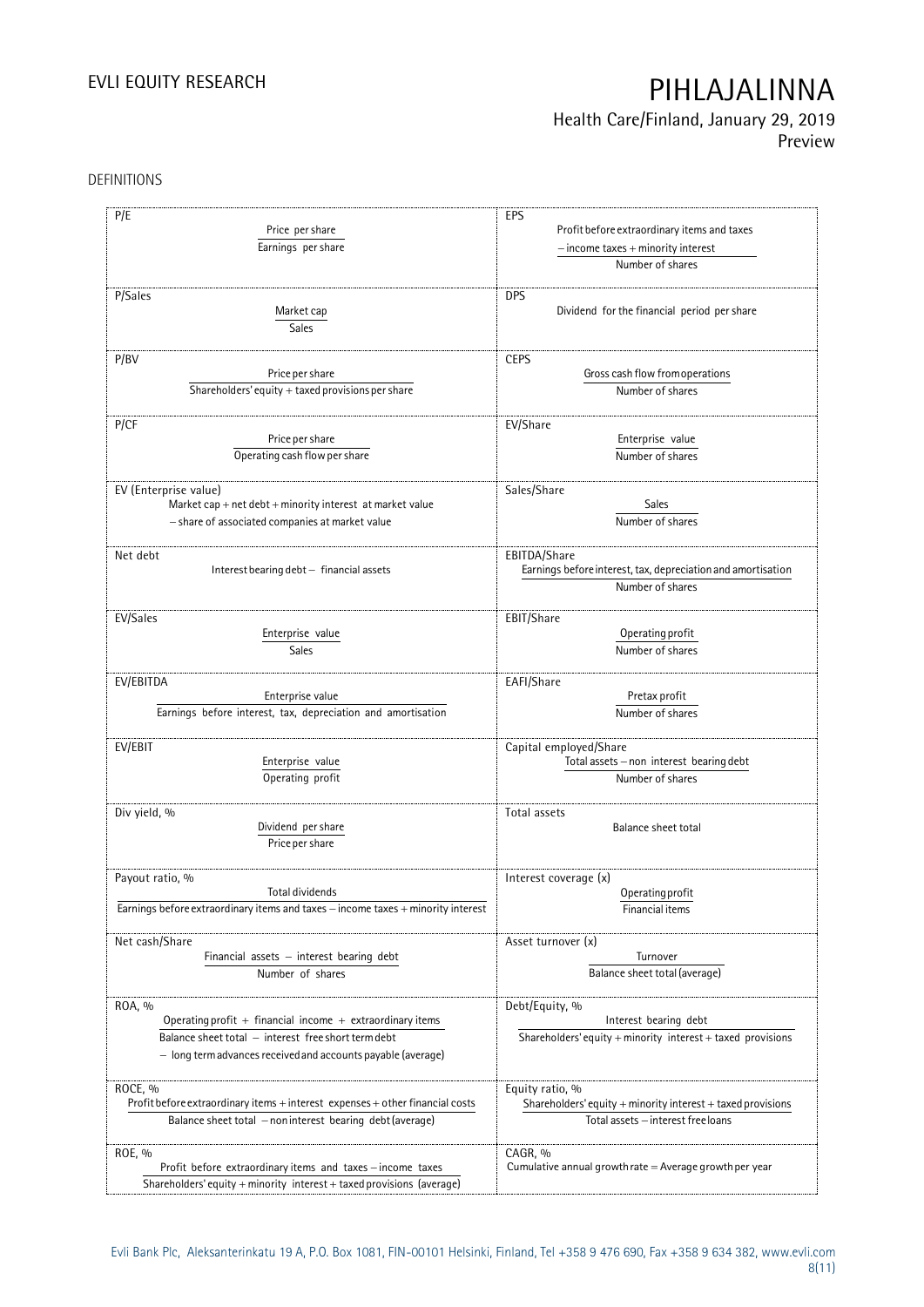DEFINITIONS

| | |
|---|---|
| **P/E**<br>Price per share / Earnings per share | **EPS**<br>Profit before extraordinary items and taxes − income taxes + minority interest / Number of shares |
| **P/Sales**<br>Market cap / Sales | **DPS**<br>Dividend for the financial period per share |
| **P/BV**<br>Price per share / Shareholders' equity + taxed provisions per share | **CEPS**<br>Gross cash flow from operations / Number of shares |
| **P/CF**<br>Price per share / Operating cash flow per share | **EV/Share**<br>Enterprise value / Number of shares |
| **EV (Enterprise value)**<br>Market cap + net debt + minority interest at market value − share of associated companies at market value | **Sales/Share**<br>Sales / Number of shares |
| **Net debt**<br>Interest bearing debt − financial assets | **EBITDA/Share**<br>Earnings before interest, tax, depreciation and amortisation / Number of shares |
| **EV/Sales**<br>Enterprise value / Sales | **EBIT/Share**<br>Operating profit / Number of shares |
| **EV/EBITDA**<br>Enterprise value / Earnings before interest, tax, depreciation and amortisation | **EAFI/Share**<br>Pretax profit / Number of shares |
| **EV/EBIT**<br>Enterprise value / Operating profit | **Capital employed/Share**<br>Total assets − non interest bearing debt / Number of shares |
| **Div yield, %**<br>Dividend per share / Price per share | **Total assets**<br>Balance sheet total |
| **Payout ratio, %**<br>Total dividends / Earnings before extraordinary items and taxes − income taxes + minority interest | **Interest coverage (x)**<br>Operating profit / Financial items |
| **Net cash/Share**<br>Financial assets − interest bearing debt / Number of shares | **Asset turnover (x)**<br>Turnover / Balance sheet total (average) |
| **ROA, %**<br>Operating profit + financial income + extraordinary items / Balance sheet total − interest free short term debt − long term advances received and accounts payable (average) | **Debt/Equity, %**<br>Interest bearing debt / Shareholders' equity + minority interest + taxed provisions |
| **ROCE, %**<br>Profit before extraordinary items + interest expenses + other financial costs / Balance sheet total − non interest bearing debt (average) | **Equity ratio, %**<br>Shareholders' equity + minority interest + taxed provisions / Total assets − interest free loans |
| **ROE, %**<br>Profit before extraordinary items and taxes − income taxes / Shareholders' equity + minority interest + taxed provisions (average) | **CAGR, %**<br>Cumulative annual growth rate = Average growth per year |

Evli Bank Plc, Aleksanterinkatu 19 A, P.O. Box 1081, FIN-00101 Helsinki, Finland, Tel +358 9 476 690, Fax +358 9 634 382, www.evli.com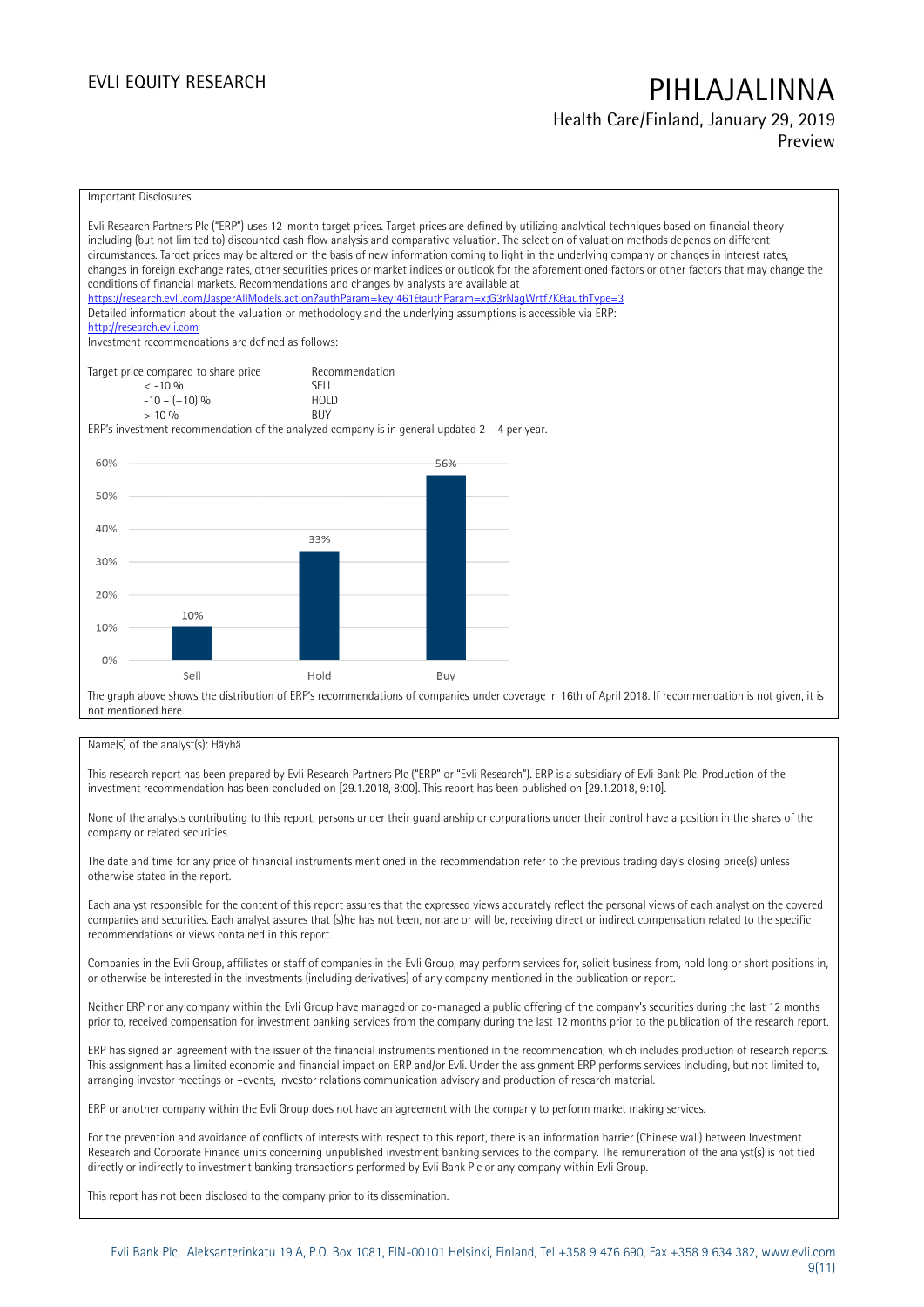Important Disclosures

Evli Research Partners Plc ("ERP") uses 12-month target prices. Target prices are defined by utilizing analytical techniques based on financial theory including (but not limited to) discounted cash flow analysis and comparative valuation. The selection of valuation methods depends on different circumstances. Target prices may be altered on the basis of new information coming to light in the underlying company or changes in interest rates, changes in foreign exchange rates, other securities prices or market indices or outlook for the aforementioned factors or other factors that may change the conditions of financial markets. Recommendations and changes by analysts are available at https://research.evli.com/JasperAllModels.action?authParam=key;461&authParam=x;G3rNagWrtf7K&authType=3
Detailed information about the valuation or methodology and the underlying assumptions is accessible via ERP: http://research.evli.com
Investment recommendations are defined as follows:

| Target price compared to share price | Recommendation |
|---|---|
| < -10 % | SELL |
| -10 – (+10) % | HOLD |
| > 10 % | BUY |

ERP's investment recommendation of the analyzed company is in general updated 2 – 4 per year.

| | Sell | Hold | Buy |
|---|---|---|---|
| Share | 10% | 33% | 56% |

The graph above shows the distribution of ERP's recommendations of companies under coverage in 16th of April 2018. If recommendation is not given, it is not mentioned here.

Name(s) of the analyst(s): Häyhä

This research report has been prepared by Evli Research Partners Plc ("ERP" or "Evli Research"). ERP is a subsidiary of Evli Bank Plc. Production of the investment recommendation has been concluded on [29.1.2018, 8:00]. This report has been published on [29.1.2018, 9:10].

None of the analysts contributing to this report, persons under their guardianship or corporations under their control have a position in the shares of the company or related securities.

The date and time for any price of financial instruments mentioned in the recommendation refer to the previous trading day's closing price(s) unless otherwise stated in the report.

Each analyst responsible for the content of this report assures that the expressed views accurately reflect the personal views of each analyst on the covered companies and securities. Each analyst assures that (s)he has not been, nor are or will be, receiving direct or indirect compensation related to the specific recommendations or views contained in this report.

Companies in the Evli Group, affiliates or staff of companies in the Evli Group, may perform services for, solicit business from, hold long or short positions in, or otherwise be interested in the investments (including derivatives) of any company mentioned in the publication or report.

Neither ERP nor any company within the Evli Group have managed or co-managed a public offering of the company's securities during the last 12 months prior to, received compensation for investment banking services from the company during the last 12 months prior to the publication of the research report.

ERP has signed an agreement with the issuer of the financial instruments mentioned in the recommendation, which includes production of research reports. This assignment has a limited economic and financial impact on ERP and/or Evli. Under the assignment ERP performs services including, but not limited to, arranging investor meetings or –events, investor relations communication advisory and production of research material.

ERP or another company within the Evli Group does not have an agreement with the company to perform market making services.

For the prevention and avoidance of conflicts of interests with respect to this report, there is an information barrier (Chinese wall) between Investment Research and Corporate Finance units concerning unpublished investment banking services to the company. The remuneration of the analyst(s) is not tied directly or indirectly to investment banking transactions performed by Evli Bank Plc or any company within Evli Group.

This report has not been disclosed to the company prior to its dissemination.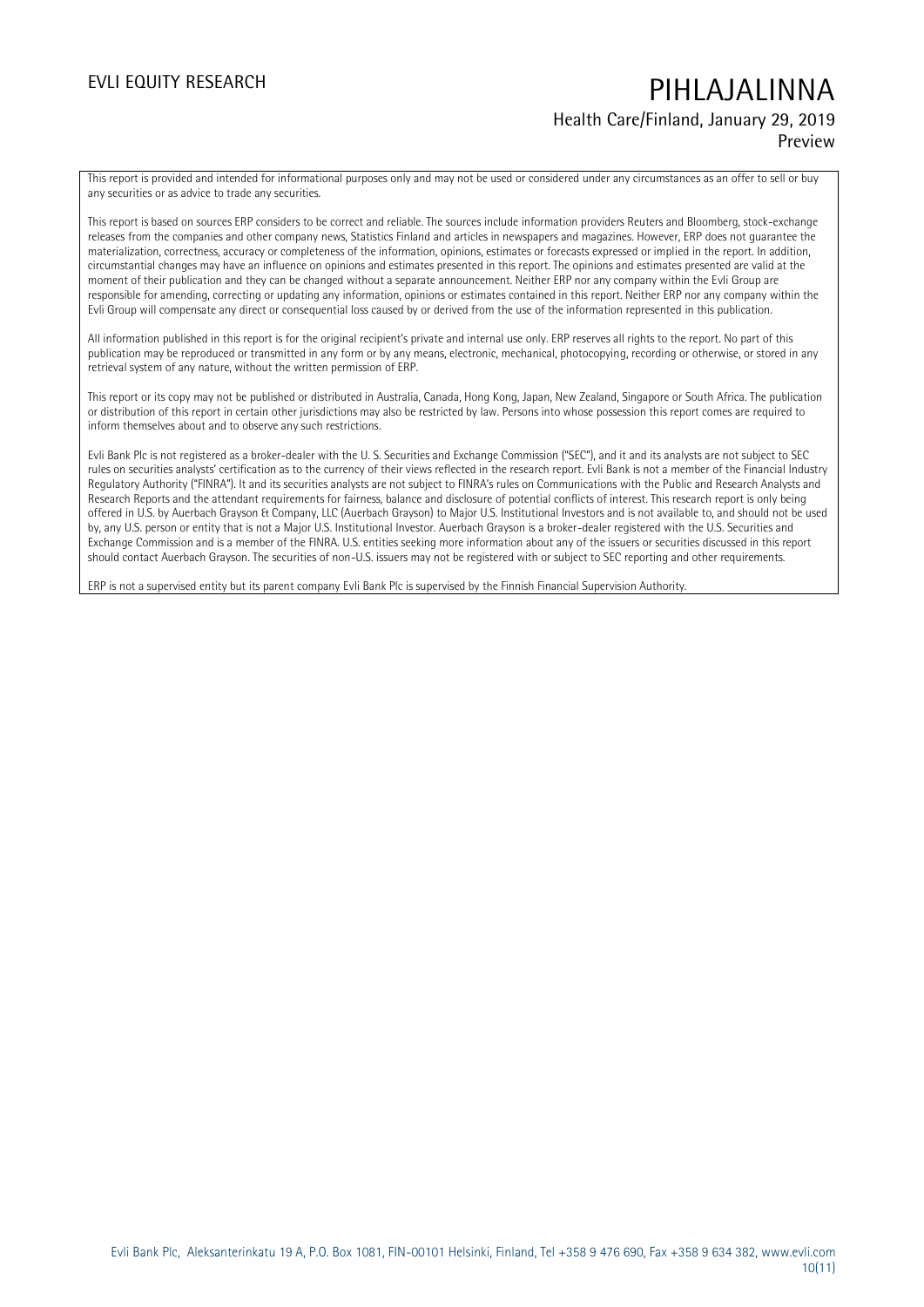This report is provided and intended for informational purposes only and may not be used or considered under any circumstances as an offer to sell or buy any securities or as advice to trade any securities.

This report is based on sources ERP considers to be correct and reliable. The sources include information providers Reuters and Bloomberg, stock-exchange releases from the companies and other company news, Statistics Finland and articles in newspapers and magazines. However, ERP does not guarantee the materialization, correctness, accuracy or completeness of the information, opinions, estimates or forecasts expressed or implied in the report. In addition, circumstantial changes may have an influence on opinions and estimates presented in this report. The opinions and estimates presented are valid at the moment of their publication and they can be changed without a separate announcement. Neither ERP nor any company within the Evli Group are responsible for amending, correcting or updating any information, opinions or estimates contained in this report. Neither ERP nor any company within the Evli Group will compensate any direct or consequential loss caused by or derived from the use of the information represented in this publication.

All information published in this report is for the original recipient's private and internal use only. ERP reserves all rights to the report. No part of this publication may be reproduced or transmitted in any form or by any means, electronic, mechanical, photocopying, recording or otherwise, or stored in any retrieval system of any nature, without the written permission of ERP.

This report or its copy may not be published or distributed in Australia, Canada, Hong Kong, Japan, New Zealand, Singapore or South Africa. The publication or distribution of this report in certain other jurisdictions may also be restricted by law. Persons into whose possession this report comes are required to inform themselves about and to observe any such restrictions.

Evli Bank Plc is not registered as a broker-dealer with the U. S. Securities and Exchange Commission ("SEC"), and it and its analysts are not subject to SEC rules on securities analysts' certification as to the currency of their views reflected in the research report. Evli Bank is not a member of the Financial Industry Regulatory Authority ("FINRA"). It and its securities analysts are not subject to FINRA's rules on Communications with the Public and Research Analysts and Research Reports and the attendant requirements for fairness, balance and disclosure of potential conflicts of interest. This research report is only being offered in U.S. by Auerbach Grayson & Company, LLC (Auerbach Grayson) to Major U.S. Institutional Investors and is not available to, and should not be used by, any U.S. person or entity that is not a Major U.S. Institutional Investor. Auerbach Grayson is a broker-dealer registered with the U.S. Securities and Exchange Commission and is a member of the FINRA. U.S. entities seeking more information about any of the issuers or securities discussed in this report should contact Auerbach Grayson. The securities of non-U.S. issuers may not be registered with or subject to SEC reporting and other requirements.

ERP is not a supervised entity but its parent company Evli Bank Plc is supervised by the Finnish Financial Supervision Authority.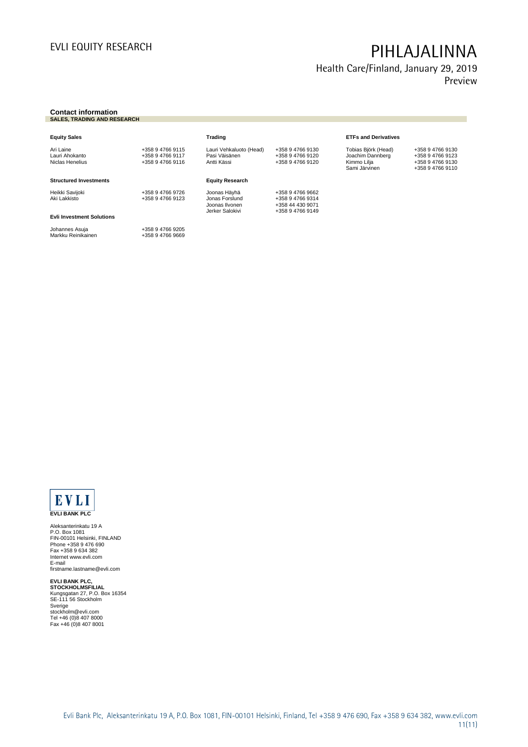## Contact information

**SALES, TRADING AND RESEARCH**

**Equity Sales**

| | |
|---|---|
| Ari Laine | +358 9 4766 9115 |
| Lauri Ahokanto | +358 9 4766 9117 |
| Niclas Henelius | +358 9 4766 9116 |

**Structured Investments**

| | |
|---|---|
| Heikki Savijoki | +358 9 4766 9726 |
| Aki Lakkisto | +358 9 4766 9123 |

**Evli Investment Solutions**

| | |
|---|---|
| Johannes Asuja | +358 9 4766 9205 |
| Markku Reinikainen | +358 9 4766 9669 |

**Trading**

| | |
|---|---|
| Lauri Vehkaluoto (Head) | +358 9 4766 9130 |
| Pasi Väisänen | +358 9 4766 9120 |
| Antti Kässi | +358 9 4766 9120 |

**Equity Research**

| | |
|---|---|
| Joonas Häyhä | +358 9 4766 9662 |
| Jonas Forslund | +358 9 4766 9314 |
| Joonas Ilvonen | +358 44 430 9071 |
| Jerker Salokivi | +358 9 4766 9149 |

**ETFs and Derivatives**

| | |
|---|---|
| Tobias Björk (Head) | +358 9 4766 9130 |
| Joachim Dannberg | +358 9 4766 9123 |
| Kimmo Lilja | +358 9 4766 9130 |
| Sami Järvinen | +358 9 4766 9110 |

**EVLI BANK PLC**

Aleksanterinkatu 19 A
P.O. Box 1081
FIN-00101 Helsinki, FINLAND
Phone +358 9 476 690
Fax +358 9 634 382
Internet www.evli.com
E-mail
firstname.lastname@evli.com

**EVLI BANK PLC, STOCKHOLMSFILIAL**
Kungsgatan 27, P.O. Box 16354
SE-111 56 Stockholm
Sverige
stockholm@evli.com
Tel +46 (0)8 407 8000
Fax +46 (0)8 407 8001